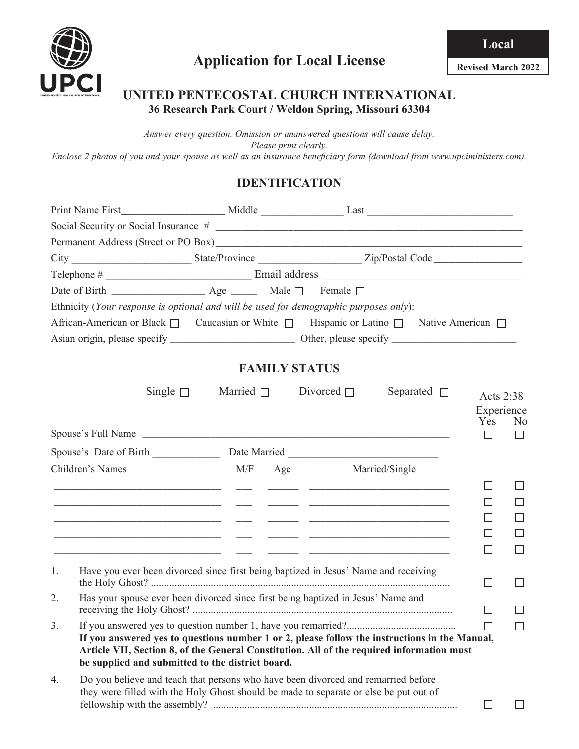# Application for Local License

**Local**

**Revised March 2022**

## UNITED PENTECOSTAL CHURCH INTERNATIONAL

**36 Research Park Court / Weldon Spring, Missouri 63304**

*Answer every question. Omission or unanswered questions will cause delay.*
*Please print clearly.*
*Enclose 2 photos of you and your spouse as well as an insurance beneficiary form (download from www.upciministers.com).*

## IDENTIFICATION

Print Name First____________________ Middle ________________ Last ____________________________

Social Security or Social Insurance # ____________________________________________________________

Permanent Address (Street or PO Box)_____________________________________________________

City ______________________ State/Province ___________________ Zip/Postal Code ________________

Telephone # ___________________________ Email address ____________________________________

Date of Birth __________________ Age _____ Male ☐ Female ☐

Ethnicity (*Your response is optional and will be used for demographic purposes only*):

African-American or Black ☐ Caucasian or White ☐ Hispanic or Latino ☐ Native American ☐

Asian origin, please specify ________________________ Other, please specify ________________________

## FAMILY STATUS

Single ☐ Married ☐ Divorced ☐ Separated ☐

| | | | | Acts 2:38 Experience Yes | No |
|---|---|---|---|---|---|
| Spouse's Full Name ______________________________________ | | | | ☐ | ☐ |
| Spouse's Date of Birth _____________ | Date Married ____________________________ | | | | |
| Children's Names | M/F | Age | Married/Single | | |
| ________________________________ | ___ | ______ | ___________________________ | ☐ | ☐ |
| ________________________________ | ___ | ______ | ___________________________ | ☐ | ☐ |
| ________________________________ | ___ | ______ | ___________________________ | ☐ | ☐ |
| ________________________________ | ___ | ______ | ___________________________ | ☐ | ☐ |
| ________________________________ | ___ | ______ | ___________________________ | ☐ | ☐ |

1. Have you ever been divorced since first being baptized in Jesus' Name and receiving the Holy Ghost? .................................................................................................................. ☐ Yes ☐ No

2. Has your spouse ever been divorced since first being baptized in Jesus' Name and receiving the Holy Ghost? .................................................................................................. ☐ Yes ☐ No

3. If you answered yes to question number 1, have you remarried?......................................... ☐ Yes ☐ No

   **If you answered yes to questions number 1 or 2, please follow the instructions in the Manual, Article VII, Section 8, of the General Constitution. All of the required information must be supplied and submitted to the district board.**

4. Do you believe and teach that persons who have been divorced and remarried before they were filled with the Holy Ghost should be made to separate or else be put out of fellowship with the assembly? ............................................................................................ ☐ Yes ☐ No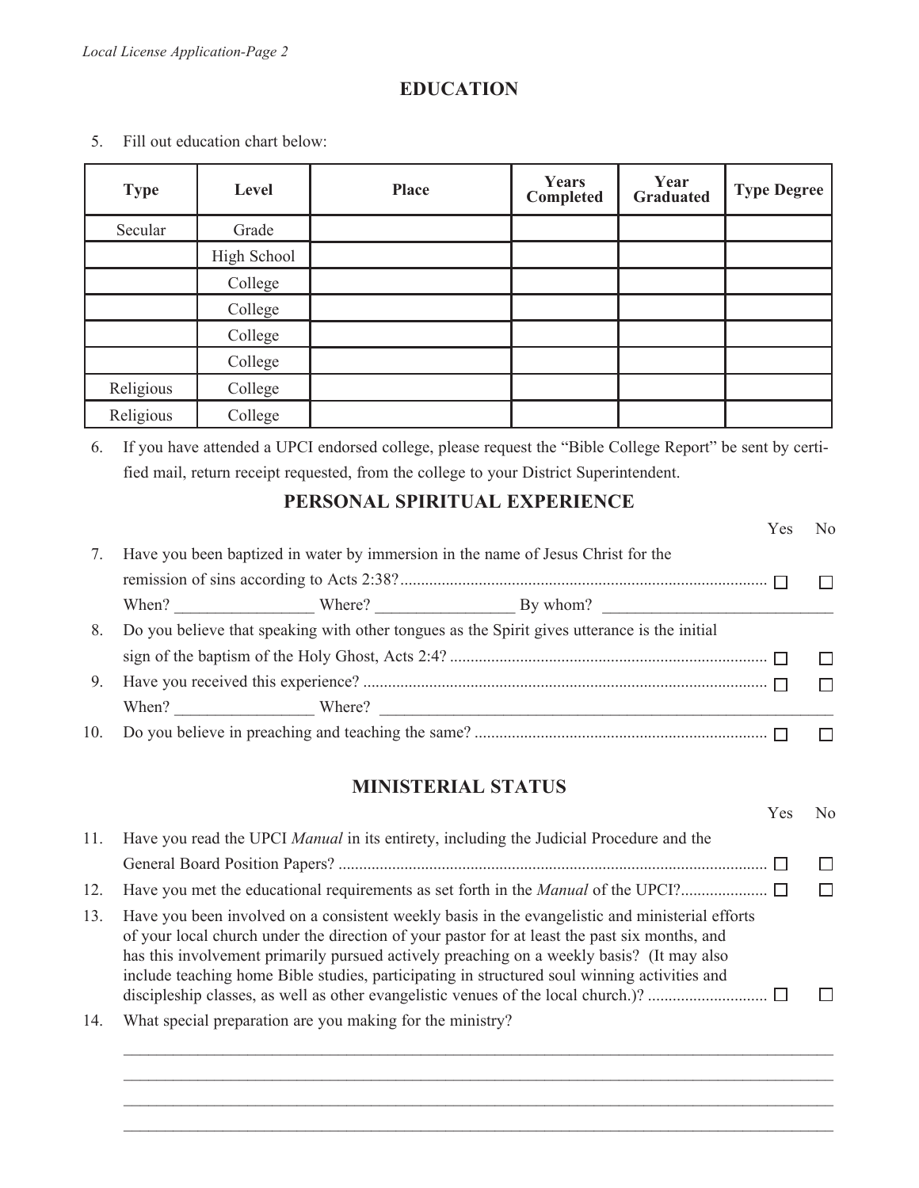## EDUCATION

5. Fill out education chart below:

| Type | Level | Place | Years Completed | Year Graduated | Type Degree |
|---|---|---|---|---|---|
| Secular | Grade | | | | |
| | High School | | | | |
| | College | | | | |
| | College | | | | |
| | College | | | | |
| | College | | | | |
| Religious | College | | | | |
| Religious | College | | | | |

6. If you have attended a UPCI endorsed college, please request the "Bible College Report" be sent by certified mail, return receipt requested, from the college to your District Superintendent.

## PERSONAL SPIRITUAL EXPERIENCE

Yes No

7. Have you been baptized in water by immersion in the name of Jesus Christ for the remission of sins according to Acts 2:38?........................................................................................ ☐ ☐

   When? ________________ Where? ________________ By whom? ___________________________

8. Do you believe that speaking with other tongues as the Spirit gives utterance is the initial sign of the baptism of the Holy Ghost, Acts 2:4? ............................................................................ ☐ ☐

9. Have you received this experience? ................................................................................................ ☐ ☐

   When? ________________ Where? _________________________________________________________

10. Do you believe in preaching and teaching the same? ...................................................................... ☐ ☐

## MINISTERIAL STATUS

Yes No

11. Have you read the UPCI *Manual* in its entirety, including the Judicial Procedure and the General Board Position Papers? ....................................................................................................... ☐ ☐

12. Have you met the educational requirements as set forth in the *Manual* of the UPCI?.................... ☐ ☐

13. Have you been involved on a consistent weekly basis in the evangelistic and ministerial efforts of your local church under the direction of your pastor for at least the past six months, and has this involvement primarily pursued actively preaching on a weekly basis? (It may also include teaching home Bible studies, participating in structured soul winning activities and discipleship classes, as well as other evangelistic venues of the local church.)? ............................ ☐ ☐

14. What special preparation are you making for the ministry?

_____________________________________________________________________________________

_____________________________________________________________________________________

_____________________________________________________________________________________

_____________________________________________________________________________________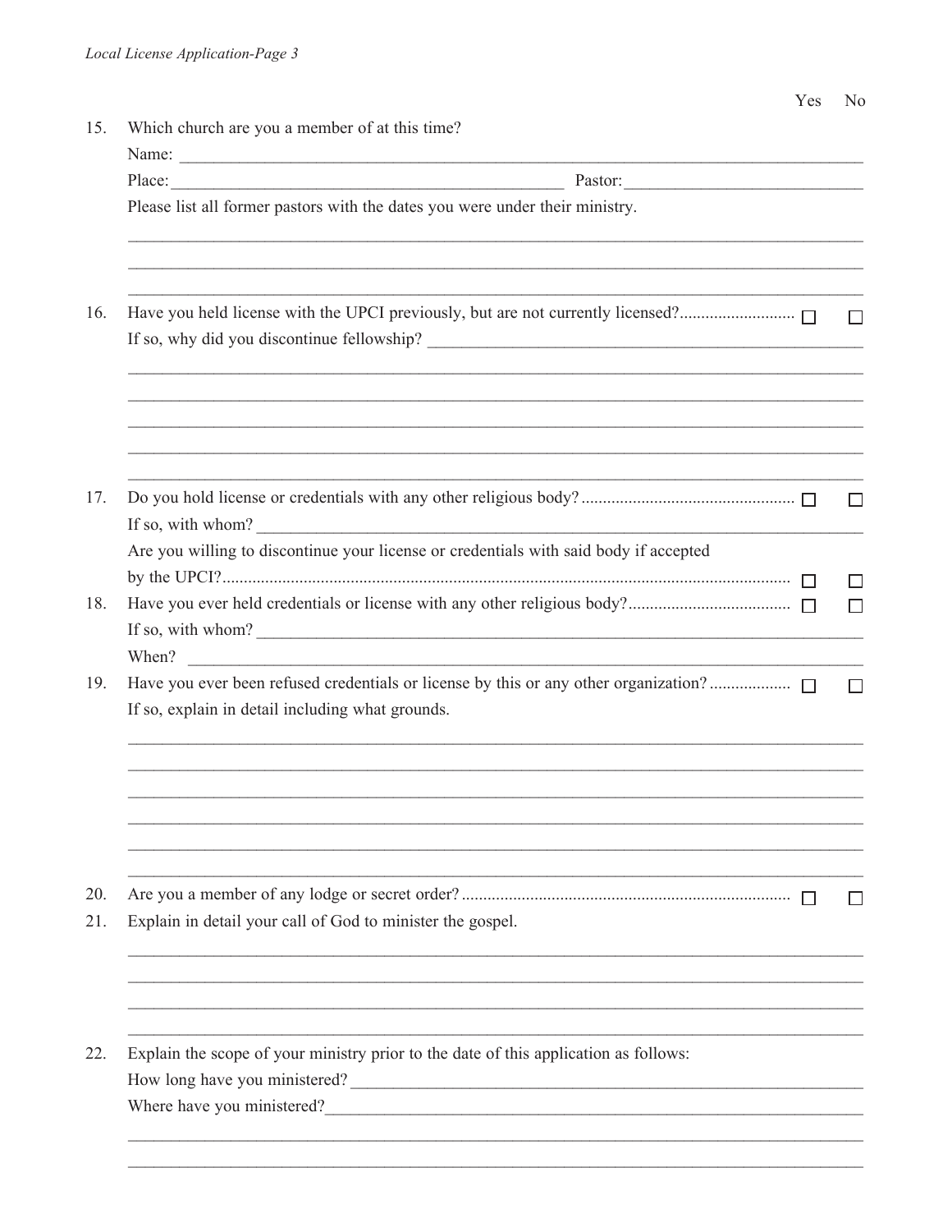Yes No

15. Which church are you a member of at this time?

    Name: ______________________________________________

    Place: ______________________ Pastor: ______________________

    Please list all former pastors with the dates you were under their ministry.

    ______________________________________________

    ______________________________________________

    ______________________________________________

16. Have you held license with the UPCI previously, but are not currently licensed? ☐ ☐

    If so, why did you discontinue fellowship? ______________________________________________

    ______________________________________________

    ______________________________________________

    ______________________________________________

    ______________________________________________

    ______________________________________________

17. Do you hold license or credentials with any other religious body? ☐ ☐

    If so, with whom? ______________________________________________

    Are you willing to discontinue your license or credentials with said body if accepted by the UPCI? ☐ ☐

18. Have you ever held credentials or license with any other religious body? ☐ ☐

    If so, with whom? ______________________________________________

    When? ______________________________________________

19. Have you ever been refused credentials or license by this or any other organization? ☐ ☐

    If so, explain in detail including what grounds.

    ______________________________________________

    ______________________________________________

    ______________________________________________

    ______________________________________________

    ______________________________________________

    ______________________________________________

20. Are you a member of any lodge or secret order? ☐ ☐

21. Explain in detail your call of God to minister the gospel.

    ______________________________________________

    ______________________________________________

    ______________________________________________

    ______________________________________________

22. Explain the scope of your ministry prior to the date of this application as follows:

    How long have you ministered? ______________________________________________

    Where have you ministered? ______________________________________________

    ______________________________________________

    ______________________________________________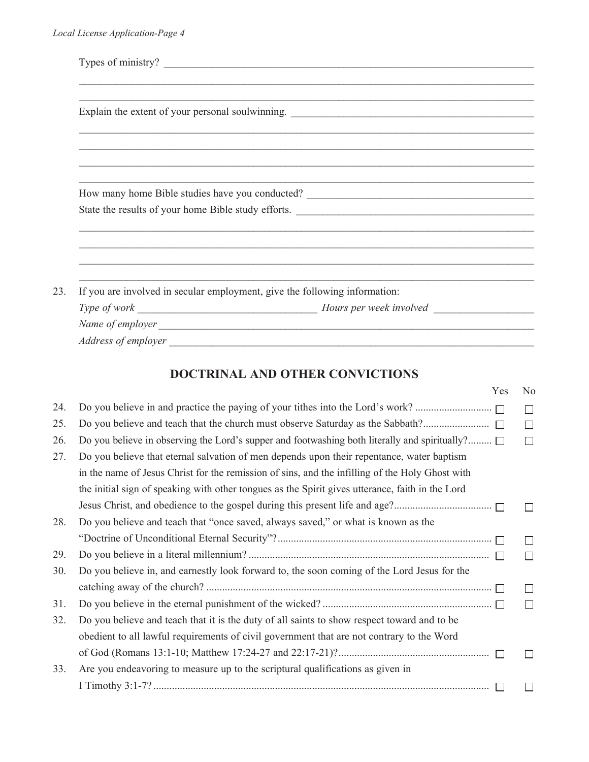Types of ministry? ____________________________________________

____________________________________________

____________________________________________

Explain the extent of your personal soulwinning. ____________________________________________

____________________________________________

____________________________________________

____________________________________________

____________________________________________

How many home Bible studies have you conducted? ____________________________________________

State the results of your home Bible study efforts. ____________________________________________

____________________________________________

____________________________________________

____________________________________________

____________________________________________

23. If you are involved in secular employment, give the following information:

 *Type of work* ____________________ *Hours per week involved* ____________________

 *Name of employer* ____________________________________________

 *Address of employer* ____________________________________________

## DOCTRINAL AND OTHER CONVICTIONS

| | | Yes | No |
|---|---|---|---|
| 24. | Do you believe in and practice the paying of your tithes into the Lord's work? | ☐ | ☐ |
| 25. | Do you believe and teach that the church must observe Saturday as the Sabbath? | ☐ | ☐ |
| 26. | Do you believe in observing the Lord's supper and footwashing both literally and spiritually? | ☐ | ☐ |
| 27. | Do you believe that eternal salvation of men depends upon their repentance, water baptism in the name of Jesus Christ for the remission of sins, and the infilling of the Holy Ghost with the initial sign of speaking with other tongues as the Spirit gives utterance, faith in the Lord Jesus Christ, and obedience to the gospel during this present life and age? | ☐ | ☐ |
| 28. | Do you believe and teach that "once saved, always saved," or what is known as the "Doctrine of Unconditional Eternal Security"? | ☐ | ☐ |
| 29. | Do you believe in a literal millennium? | ☐ | ☐ |
| 30. | Do you believe in, and earnestly look forward to, the soon coming of the Lord Jesus for the catching away of the church? | ☐ | ☐ |
| 31. | Do you believe in the eternal punishment of the wicked? | ☐ | ☐ |
| 32. | Do you believe and teach that it is the duty of all saints to show respect toward and to be obedient to all lawful requirements of civil government that are not contrary to the Word of God (Romans 13:1-10; Matthew 17:24-27 and 22:17-21)? | ☐ | ☐ |
| 33. | Are you endeavoring to measure up to the scriptural qualifications as given in I Timothy 3:1-7? | ☐ | ☐ |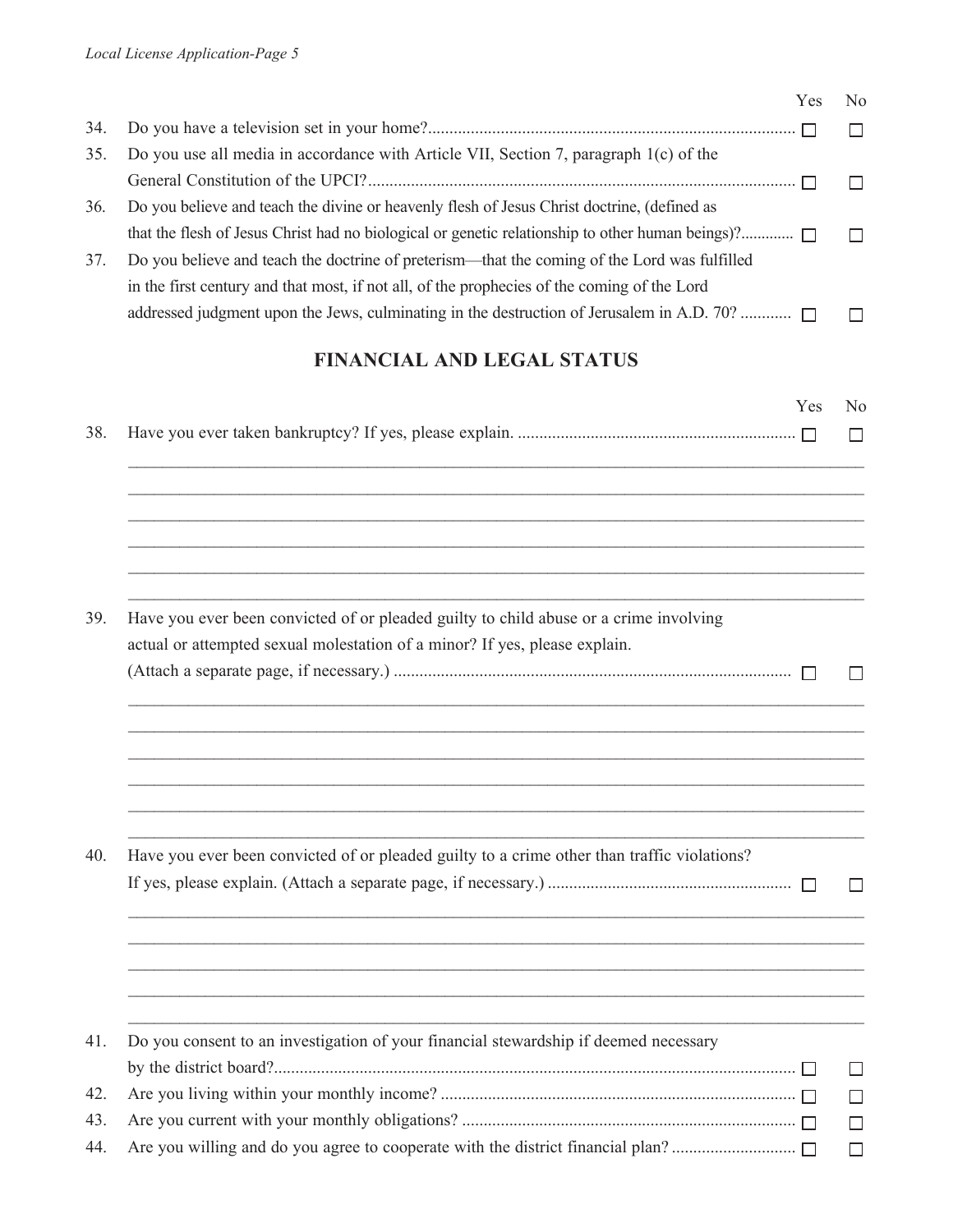| | | Yes | No |
|---|---|---|---|
| 34. | Do you have a television set in your home? | ☐ | ☐ |
| 35. | Do you use all media in accordance with Article VII, Section 7, paragraph 1(c) of the General Constitution of the UPCI? | ☐ | ☐ |
| 36. | Do you believe and teach the divine or heavenly flesh of Jesus Christ doctrine, (defined as that the flesh of Jesus Christ had no biological or genetic relationship to other human beings)? | ☐ | ☐ |
| 37. | Do you believe and teach the doctrine of preterism—that the coming of the Lord was fulfilled in the first century and that most, if not all, of the prophecies of the coming of the Lord addressed judgment upon the Jews, culminating in the destruction of Jerusalem in A.D. 70? | ☐ | ☐ |

## FINANCIAL AND LEGAL STATUS

| | | Yes | No |
|---|---|---|---|
| 38. | Have you ever taken bankruptcy? If yes, please explain. | ☐ | ☐ |

______________________________________________________________________________

______________________________________________________________________________

______________________________________________________________________________

______________________________________________________________________________

______________________________________________________________________________

______________________________________________________________________________

| | | Yes | No |
|---|---|---|---|
| 39. | Have you ever been convicted of or pleaded guilty to child abuse or a crime involving actual or attempted sexual molestation of a minor? If yes, please explain. (Attach a separate page, if necessary.) | ☐ | ☐ |

______________________________________________________________________________

______________________________________________________________________________

______________________________________________________________________________

______________________________________________________________________________

______________________________________________________________________________

______________________________________________________________________________

| | | Yes | No |
|---|---|---|---|
| 40. | Have you ever been convicted of or pleaded guilty to a crime other than traffic violations? If yes, please explain. (Attach a separate page, if necessary.) | ☐ | ☐ |

______________________________________________________________________________

______________________________________________________________________________

______________________________________________________________________________

______________________________________________________________________________

______________________________________________________________________________

| | | Yes | No |
|---|---|---|---|
| 41. | Do you consent to an investigation of your financial stewardship if deemed necessary by the district board? | ☐ | ☐ |
| 42. | Are you living within your monthly income? | ☐ | ☐ |
| 43. | Are you current with your monthly obligations? | ☐ | ☐ |
| 44. | Are you willing and do you agree to cooperate with the district financial plan? | ☐ | ☐ |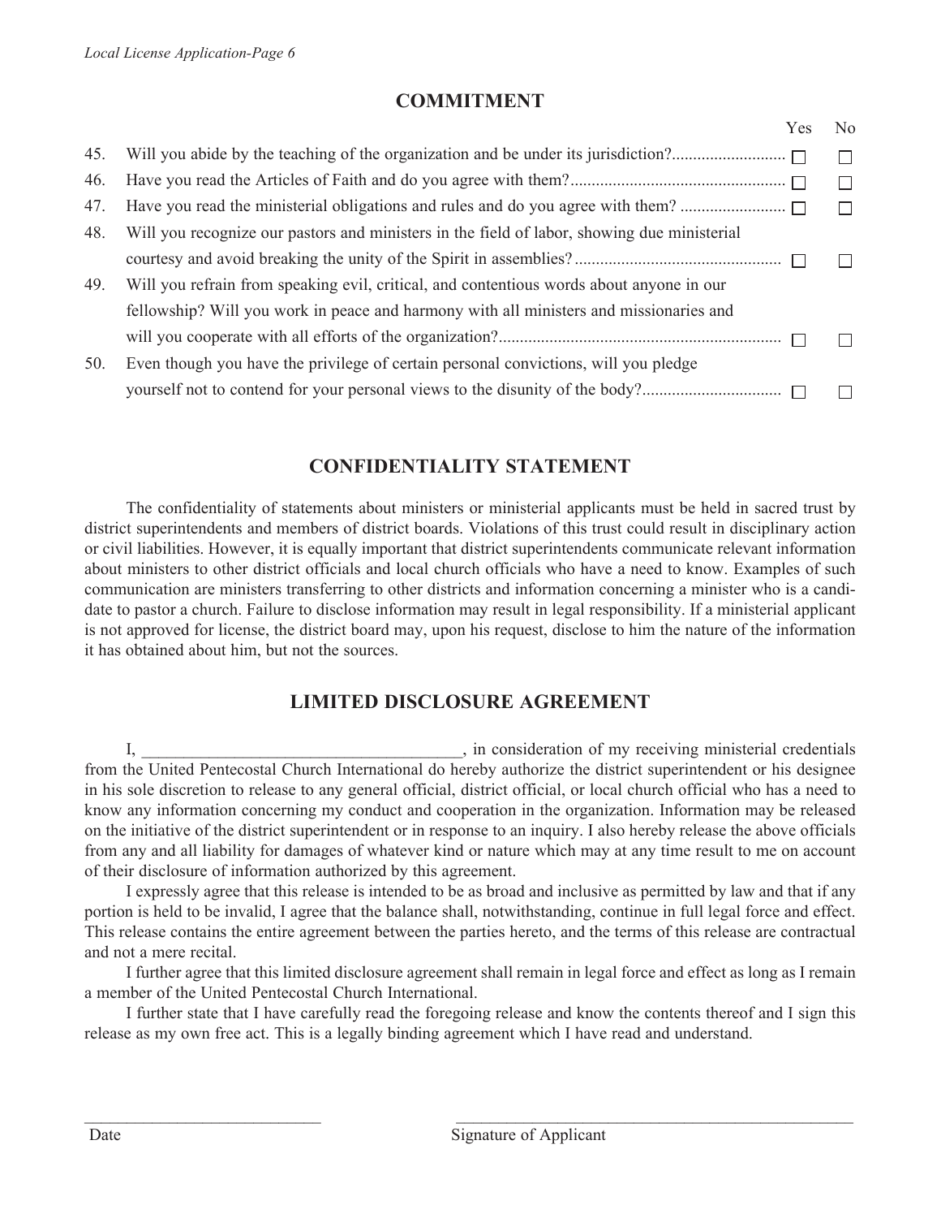## COMMITMENT

| | | Yes | No |
|---|---|---|---|
| 45. | Will you abide by the teaching of the organization and be under its jurisdiction? | ☐ | ☐ |
| 46. | Have you read the Articles of Faith and do you agree with them? | ☐ | ☐ |
| 47. | Have you read the ministerial obligations and rules and do you agree with them? | ☐ | ☐ |
| 48. | Will you recognize our pastors and ministers in the field of labor, showing due ministerial courtesy and avoid breaking the unity of the Spirit in assemblies? | ☐ | ☐ |
| 49. | Will you refrain from speaking evil, critical, and contentious words about anyone in our fellowship? Will you work in peace and harmony with all ministers and missionaries and will you cooperate with all efforts of the organization? | ☐ | ☐ |
| 50. | Even though you have the privilege of certain personal convictions, will you pledge yourself not to contend for your personal views to the disunity of the body? | ☐ | ☐ |

## CONFIDENTIALITY STATEMENT

The confidentiality of statements about ministers or ministerial applicants must be held in sacred trust by district superintendents and members of district boards. Violations of this trust could result in disciplinary action or civil liabilities. However, it is equally important that district superintendents communicate relevant information about ministers to other district officials and local church officials who have a need to know. Examples of such communication are ministers transferring to other districts and information concerning a minister who is a candidate to pastor a church. Failure to disclose information may result in legal responsibility. If a ministerial applicant is not approved for license, the district board may, upon his request, disclose to him the nature of the information it has obtained about him, but not the sources.

## LIMITED DISCLOSURE AGREEMENT

I, ______________________________________, in consideration of my receiving ministerial credentials from the United Pentecostal Church International do hereby authorize the district superintendent or his designee in his sole discretion to release to any general official, district official, or local church official who has a need to know any information concerning my conduct and cooperation in the organization. Information may be released on the initiative of the district superintendent or in response to an inquiry. I also hereby release the above officials from any and all liability for damages of whatever kind or nature which may at any time result to me on account of their disclosure of information authorized by this agreement.

I expressly agree that this release is intended to be as broad and inclusive as permitted by law and that if any portion is held to be invalid, I agree that the balance shall, notwithstanding, continue in full legal force and effect. This release contains the entire agreement between the parties hereto, and the terms of this release are contractual and not a mere recital.

I further agree that this limited disclosure agreement shall remain in legal force and effect as long as I remain a member of the United Pentecostal Church International.

I further state that I have carefully read the foregoing release and know the contents thereof and I sign this release as my own free act. This is a legally binding agreement which I have read and understand.

____________________________ Date

__________________________________________________ Signature of Applicant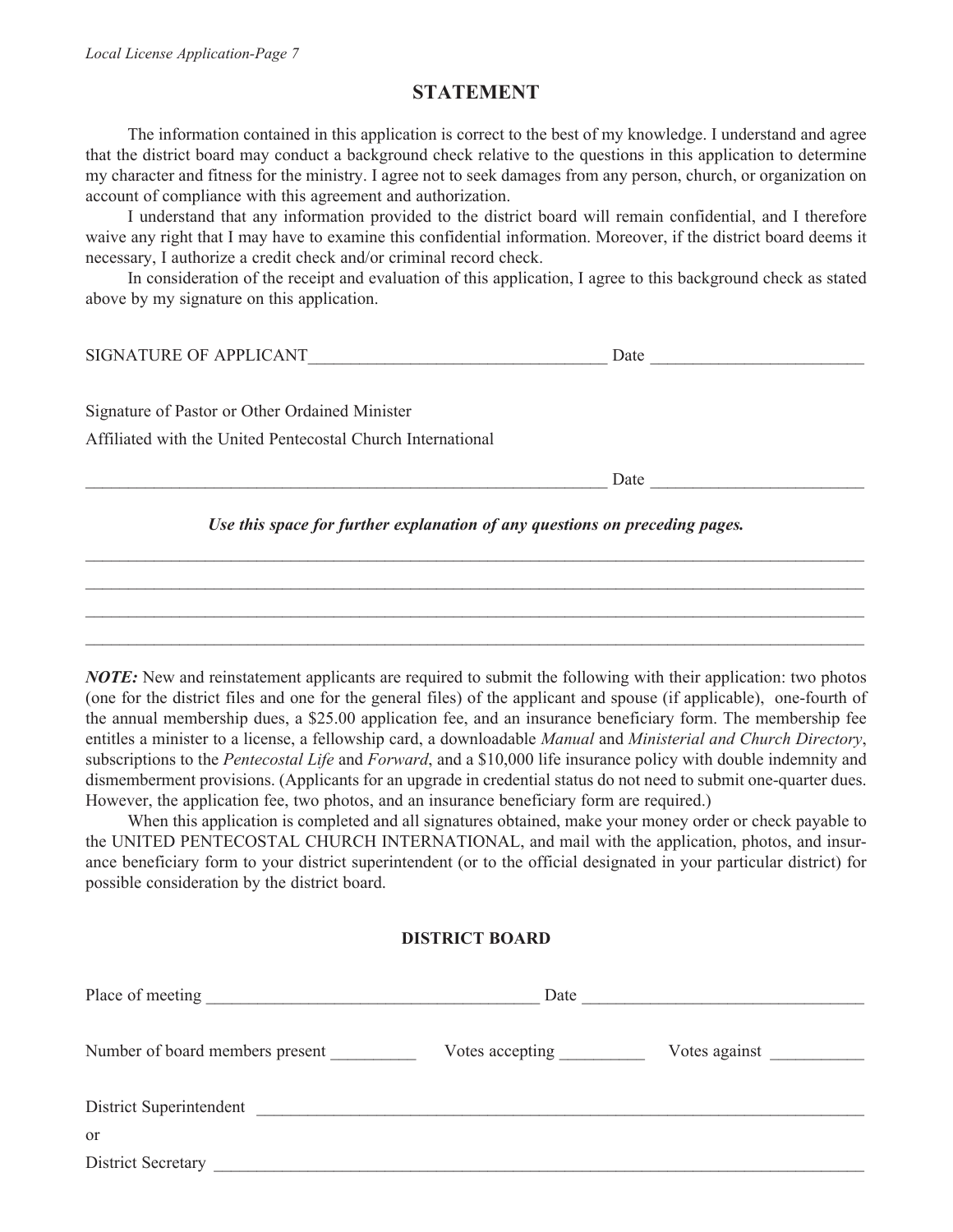## STATEMENT

The information contained in this application is correct to the best of my knowledge. I understand and agree that the district board may conduct a background check relative to the questions in this application to determine my character and fitness for the ministry. I agree not to seek damages from any person, church, or organization on account of compliance with this agreement and authorization.

I understand that any information provided to the district board will remain confidential, and I therefore waive any right that I may have to examine this confidential information. Moreover, if the district board deems it necessary, I authorize a credit check and/or criminal record check.

In consideration of the receipt and evaluation of this application, I agree to this background check as stated above by my signature on this application.

SIGNATURE OF APPLICANT__________________________________ Date ________________________

Signature of Pastor or Other Ordained Minister

Affiliated with the United Pentecostal Church International

____________________________________________________________ Date ________________________

***Use this space for further explanation of any questions on preceding pages.***

_____________________________________________________________________________________________

_____________________________________________________________________________________________

_____________________________________________________________________________________________

_____________________________________________________________________________________________

***NOTE:*** New and reinstatement applicants are required to submit the following with their application: two photos (one for the district files and one for the general files) of the applicant and spouse (if applicable), one-fourth of the annual membership dues, a $25.00 application fee, and an insurance beneficiary form. The membership fee entitles a minister to a license, a fellowship card, a downloadable *Manual* and *Ministerial and Church Directory*, subscriptions to the *Pentecostal Life* and *Forward*, and a $10,000 life insurance policy with double indemnity and dismemberment provisions. (Applicants for an upgrade in credential status do not need to submit one-quarter dues. However, the application fee, two photos, and an insurance beneficiary form are required.)

When this application is completed and all signatures obtained, make your money order or check payable to the UNITED PENTECOSTAL CHURCH INTERNATIONAL, and mail with the application, photos, and insurance beneficiary form to your district superintendent (or to the official designated in your particular district) for possible consideration by the district board.

### DISTRICT BOARD

Place of meeting ______________________________________ Date ________________________________

Number of board members present _________ Votes accepting _________ Votes against __________

District Superintendent _________________________________________________________________

or

District Secretary _____________________________________________________________________